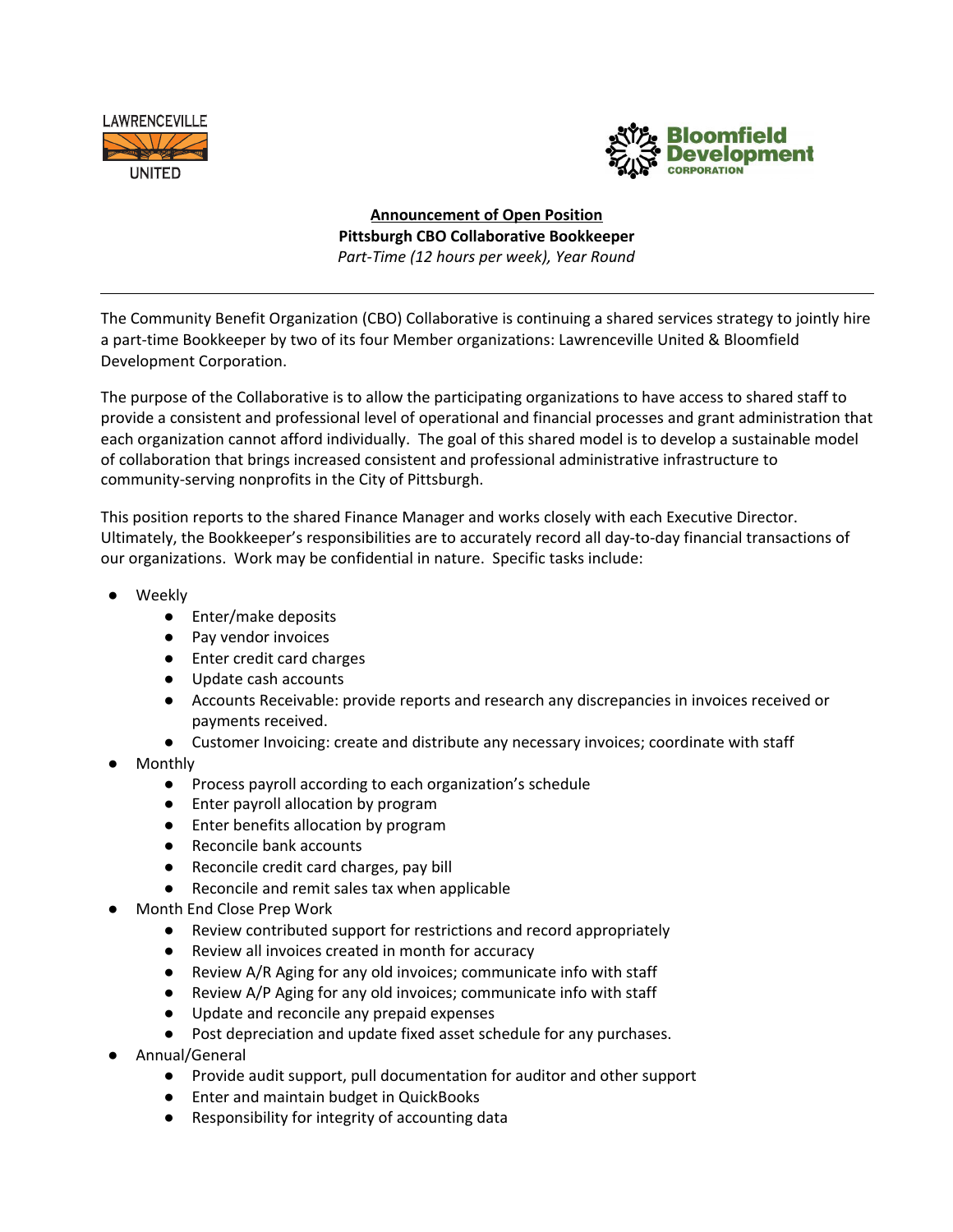LAWRENCEVILLE UNITED

Bloomfield Development CORPORATION

**Announcement of Open Position**

**Pittsburgh CBO Collaborative Bookkeeper**

*Part-Time (12 hours per week), Year Round*

---

The Community Benefit Organization (CBO) Collaborative is continuing a shared services strategy to jointly hire a part-time Bookkeeper by two of its four Member organizations: Lawrenceville United & Bloomfield Development Corporation.

The purpose of the Collaborative is to allow the participating organizations to have access to shared staff to provide a consistent and professional level of operational and financial processes and grant administration that each organization cannot afford individually. The goal of this shared model is to develop a sustainable model of collaboration that brings increased consistent and professional administrative infrastructure to community-serving nonprofits in the City of Pittsburgh.

This position reports to the shared Finance Manager and works closely with each Executive Director. Ultimately, the Bookkeeper's responsibilities are to accurately record all day-to-day financial transactions of our organizations. Work may be confidential in nature. Specific tasks include:

- Weekly
  - Enter/make deposits
  - Pay vendor invoices
  - Enter credit card charges
  - Update cash accounts
  - Accounts Receivable: provide reports and research any discrepancies in invoices received or payments received.
  - Customer Invoicing: create and distribute any necessary invoices; coordinate with staff
- Monthly
  - Process payroll according to each organization's schedule
  - Enter payroll allocation by program
  - Enter benefits allocation by program
  - Reconcile bank accounts
  - Reconcile credit card charges, pay bill
  - Reconcile and remit sales tax when applicable
- Month End Close Prep Work
  - Review contributed support for restrictions and record appropriately
  - Review all invoices created in month for accuracy
  - Review A/R Aging for any old invoices; communicate info with staff
  - Review A/P Aging for any old invoices; communicate info with staff
  - Update and reconcile any prepaid expenses
  - Post depreciation and update fixed asset schedule for any purchases.
- Annual/General
  - Provide audit support, pull documentation for auditor and other support
  - Enter and maintain budget in QuickBooks
  - Responsibility for integrity of accounting data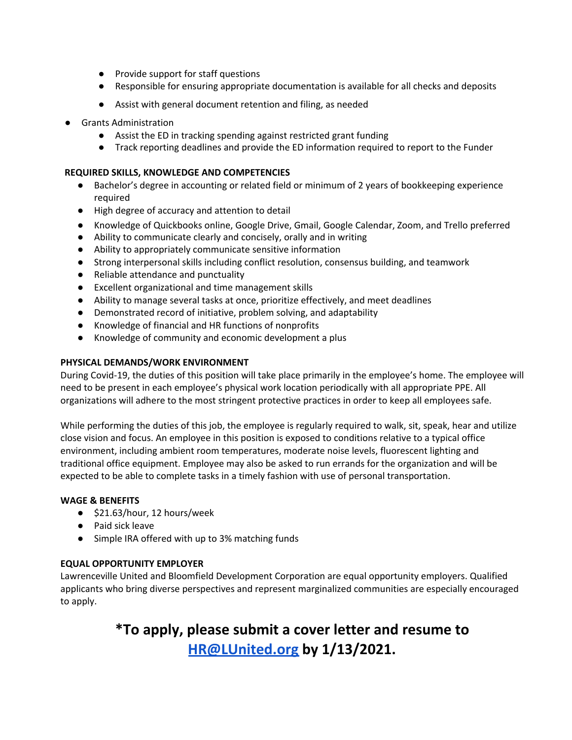- Provide support for staff questions
    - Responsible for ensuring appropriate documentation is available for all checks and deposits
    - Assist with general document retention and filing, as needed
- Grants Administration
    - Assist the ED in tracking spending against restricted grant funding
    - Track reporting deadlines and provide the ED information required to report to the Funder

**REQUIRED SKILLS, KNOWLEDGE AND COMPETENCIES**

- Bachelor's degree in accounting or related field or minimum of 2 years of bookkeeping experience required
- High degree of accuracy and attention to detail
- Knowledge of Quickbooks online, Google Drive, Gmail, Google Calendar, Zoom, and Trello preferred
- Ability to communicate clearly and concisely, orally and in writing
- Ability to appropriately communicate sensitive information
- Strong interpersonal skills including conflict resolution, consensus building, and teamwork
- Reliable attendance and punctuality
- Excellent organizational and time management skills
- Ability to manage several tasks at once, prioritize effectively, and meet deadlines
- Demonstrated record of initiative, problem solving, and adaptability
- Knowledge of financial and HR functions of nonprofits
- Knowledge of community and economic development a plus

**PHYSICAL DEMANDS/WORK ENVIRONMENT**

During Covid-19, the duties of this position will take place primarily in the employee's home. The employee will need to be present in each employee's physical work location periodically with all appropriate PPE. All organizations will adhere to the most stringent protective practices in order to keep all employees safe.

While performing the duties of this job, the employee is regularly required to walk, sit, speak, hear and utilize close vision and focus. An employee in this position is exposed to conditions relative to a typical office environment, including ambient room temperatures, moderate noise levels, fluorescent lighting and traditional office equipment. Employee may also be asked to run errands for the organization and will be expected to be able to complete tasks in a timely fashion with use of personal transportation.

**WAGE & BENEFITS**

- $21.63/hour, 12 hours/week
- Paid sick leave
- Simple IRA offered with up to 3% matching funds

**EQUAL OPPORTUNITY EMPLOYER**

Lawrenceville United and Bloomfield Development Corporation are equal opportunity employers. Qualified applicants who bring diverse perspectives and represent marginalized communities are especially encouraged to apply.

## *To apply, please submit a cover letter and resume to HR@LUnited.org by 1/13/2021.